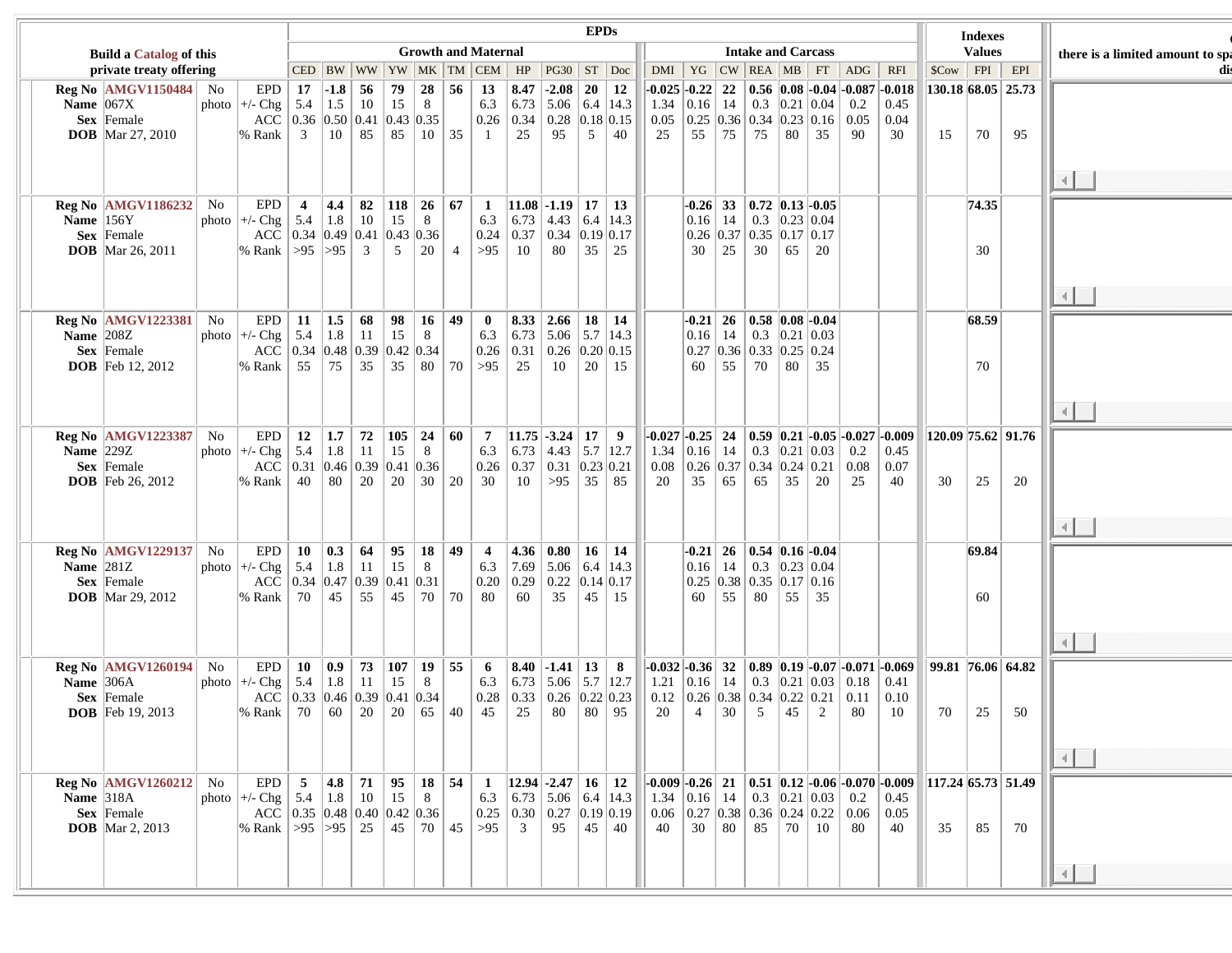| Build a Catalog of this private treaty offering | | | | EPDs | | | | | | | | | | | | | | | | | | | | | Indexes Values | | | there is a limited amount to spa... dis... |
|---|---|---|---|---|---|---|---|---|---|---|---|---|---|---|---|---|---|---|---|---|---|---|---|---|---|---|---|---|
| | | | | Growth and Maternal | | | | | | | | | | | Intake and Carcass | | | | | | | | | | | | | |
| | | | | CED | BW | WW | YW | MK | TM | CEM | HP | PG30 | ST | Doc | DMI | YG | CW | REA | MB | FT | ADG | RFI | $Cow | FPI | EPI | |
| Reg No | AMGV1150484 | No photo | EPD | 17 | -1.8 | 56 | 79 | 28 | 56 | 13 | 8.47 | -2.08 | 20 | 12 | -0.025 | -0.22 | 22 | 0.56 | 0.08 | -0.04 | -0.087 | -0.018 | 130.18 | 68.05 | 25.73 | |
| Name | 067X | | +/- Chg | 5.4 | 1.5 | 10 | 15 | 8 | | 6.3 | 6.73 | 5.06 | 6.4 | 14.3 | 1.34 | 0.16 | 14 | 0.3 | 0.21 | 0.04 | 0.2 | 0.45 | | | | |
| Sex | Female | | ACC | 0.36 | 0.50 | 0.41 | 0.43 | 0.35 | | 0.26 | 0.34 | 0.28 | 0.18 | 0.15 | 0.05 | 0.25 | 0.36 | 0.34 | 0.23 | 0.16 | 0.05 | 0.04 | | | | |
| DOB | Mar 27, 2010 | | % Rank | 3 | 10 | 85 | 85 | 10 | 35 | 1 | 25 | 95 | 5 | 40 | 25 | 55 | 75 | 75 | 80 | 35 | 90 | 30 | 15 | 70 | 95 | |
| Reg No | AMGV1186232 | No photo | EPD | 4 | 4.4 | 82 | 118 | 26 | 67 | 1 | 11.08 | -1.19 | 17 | 13 | | -0.26 | 33 | 0.72 | 0.13 | -0.05 | | | | 74.35 | | |
| Name | 156Y | | +/- Chg | 5.4 | 1.8 | 10 | 15 | 8 | | 6.3 | 6.73 | 4.43 | 6.4 | 14.3 | | 0.16 | 14 | 0.3 | 0.23 | 0.04 | | | | | | |
| Sex | Female | | ACC | 0.34 | 0.49 | 0.41 | 0.43 | 0.36 | | 0.24 | 0.37 | 0.34 | 0.19 | 0.17 | | 0.26 | 0.37 | 0.35 | 0.17 | 0.17 | | | | | | |
| DOB | Mar 26, 2011 | | % Rank | >95 | >95 | 3 | 5 | 20 | 4 | >95 | 10 | 80 | 35 | 25 | | 30 | 25 | 30 | 65 | 20 | | | | 30 | | |
| Reg No | AMGV1223381 | No photo | EPD | 11 | 1.5 | 68 | 98 | 16 | 49 | 0 | 8.33 | 2.66 | 18 | 14 | | -0.21 | 26 | 0.58 | 0.08 | -0.04 | | | | 68.59 | | |
| Name | 208Z | | +/- Chg | 5.4 | 1.8 | 11 | 15 | 8 | | 6.3 | 6.73 | 5.06 | 5.7 | 14.3 | | 0.16 | 14 | 0.3 | 0.21 | 0.03 | | | | | | |
| Sex | Female | | ACC | 0.34 | 0.48 | 0.39 | 0.42 | 0.34 | | 0.26 | 0.31 | 0.26 | 0.20 | 0.15 | | 0.27 | 0.36 | 0.33 | 0.25 | 0.24 | | | | | | |
| DOB | Feb 12, 2012 | | % Rank | 55 | 75 | 35 | 35 | 80 | 70 | >95 | 25 | 10 | 20 | 15 | | 60 | 55 | 70 | 80 | 35 | | | | 70 | | |
| Reg No | AMGV1223387 | No photo | EPD | 12 | 1.7 | 72 | 105 | 24 | 60 | 7 | 11.75 | -3.24 | 17 | 9 | -0.027 | -0.25 | 24 | 0.59 | 0.21 | -0.05 | -0.027 | -0.009 | 120.09 | 75.62 | 91.76 | |
| Name | 229Z | | +/- Chg | 5.4 | 1.8 | 11 | 15 | 8 | | 6.3 | 6.73 | 4.43 | 5.7 | 12.7 | 1.34 | 0.16 | 14 | 0.3 | 0.21 | 0.03 | 0.2 | 0.45 | | | | |
| Sex | Female | | ACC | 0.31 | 0.46 | 0.39 | 0.41 | 0.36 | | 0.26 | 0.37 | 0.31 | 0.23 | 0.21 | 0.08 | 0.26 | 0.37 | 0.34 | 0.24 | 0.21 | 0.08 | 0.07 | | | | |
| DOB | Feb 26, 2012 | | % Rank | 40 | 80 | 20 | 20 | 30 | 20 | 30 | 10 | >95 | 35 | 85 | 20 | 35 | 65 | 65 | 35 | 20 | 25 | 40 | 30 | 25 | 20 | |
| Reg No | AMGV1229137 | No photo | EPD | 10 | 0.3 | 64 | 95 | 18 | 49 | 4 | 4.36 | 0.80 | 16 | 14 | | -0.21 | 26 | 0.54 | 0.16 | -0.04 | | | | 69.84 | | |
| Name | 281Z | | +/- Chg | 5.4 | 1.8 | 11 | 15 | 8 | | 6.3 | 7.69 | 5.06 | 6.4 | 14.3 | | 0.16 | 14 | 0.3 | 0.23 | 0.04 | | | | | | |
| Sex | Female | | ACC | 0.34 | 0.47 | 0.39 | 0.41 | 0.31 | | 0.20 | 0.29 | 0.22 | 0.14 | 0.17 | | 0.25 | 0.38 | 0.35 | 0.17 | 0.16 | | | | | | |
| DOB | Mar 29, 2012 | | % Rank | 70 | 45 | 55 | 45 | 70 | 70 | 80 | 60 | 35 | 45 | 15 | | 60 | 55 | 80 | 55 | 35 | | | | 60 | | |
| Reg No | AMGV1260194 | No photo | EPD | 10 | 0.9 | 73 | 107 | 19 | 55 | 6 | 8.40 | -1.41 | 13 | 8 | -0.032 | -0.36 | 32 | 0.89 | 0.19 | -0.07 | -0.071 | -0.069 | 99.81 | 76.06 | 64.82 | |
| Name | 306A | | +/- Chg | 5.4 | 1.8 | 11 | 15 | 8 | | 6.3 | 6.73 | 5.06 | 5.7 | 12.7 | 1.21 | 0.16 | 14 | 0.3 | 0.21 | 0.03 | 0.18 | 0.41 | | | | |
| Sex | Female | | ACC | 0.33 | 0.46 | 0.39 | 0.41 | 0.34 | | 0.28 | 0.33 | 0.26 | 0.22 | 0.23 | 0.12 | 0.26 | 0.38 | 0.34 | 0.22 | 0.21 | 0.11 | 0.10 | | | | |
| DOB | Feb 19, 2013 | | % Rank | 70 | 60 | 20 | 20 | 65 | 40 | 45 | 25 | 80 | 80 | 95 | 20 | 4 | 30 | 5 | 45 | 2 | 80 | 10 | 70 | 25 | 50 | |
| Reg No | AMGV1260212 | No photo | EPD | 5 | 4.8 | 71 | 95 | 18 | 54 | 1 | 12.94 | -2.47 | 16 | 12 | -0.009 | -0.26 | 21 | 0.51 | 0.12 | -0.06 | -0.070 | -0.009 | 117.24 | 65.73 | 51.49 | |
| Name | 318A | | +/- Chg | 5.4 | 1.8 | 10 | 15 | 8 | | 6.3 | 6.73 | 5.06 | 6.4 | 14.3 | 1.34 | 0.16 | 14 | 0.3 | 0.21 | 0.03 | 0.2 | 0.45 | | | | |
| Sex | Female | | ACC | 0.35 | 0.48 | 0.40 | 0.42 | 0.36 | | 0.25 | 0.30 | 0.27 | 0.19 | 0.19 | 0.06 | 0.27 | 0.38 | 0.36 | 0.24 | 0.22 | 0.06 | 0.05 | | | | |
| DOB | Mar 2, 2013 | | % Rank | >95 | >95 | 25 | 45 | 70 | 45 | >95 | 3 | 95 | 45 | 40 | 40 | 30 | 80 | 85 | 70 | 10 | 80 | 40 | 35 | 85 | 70 | |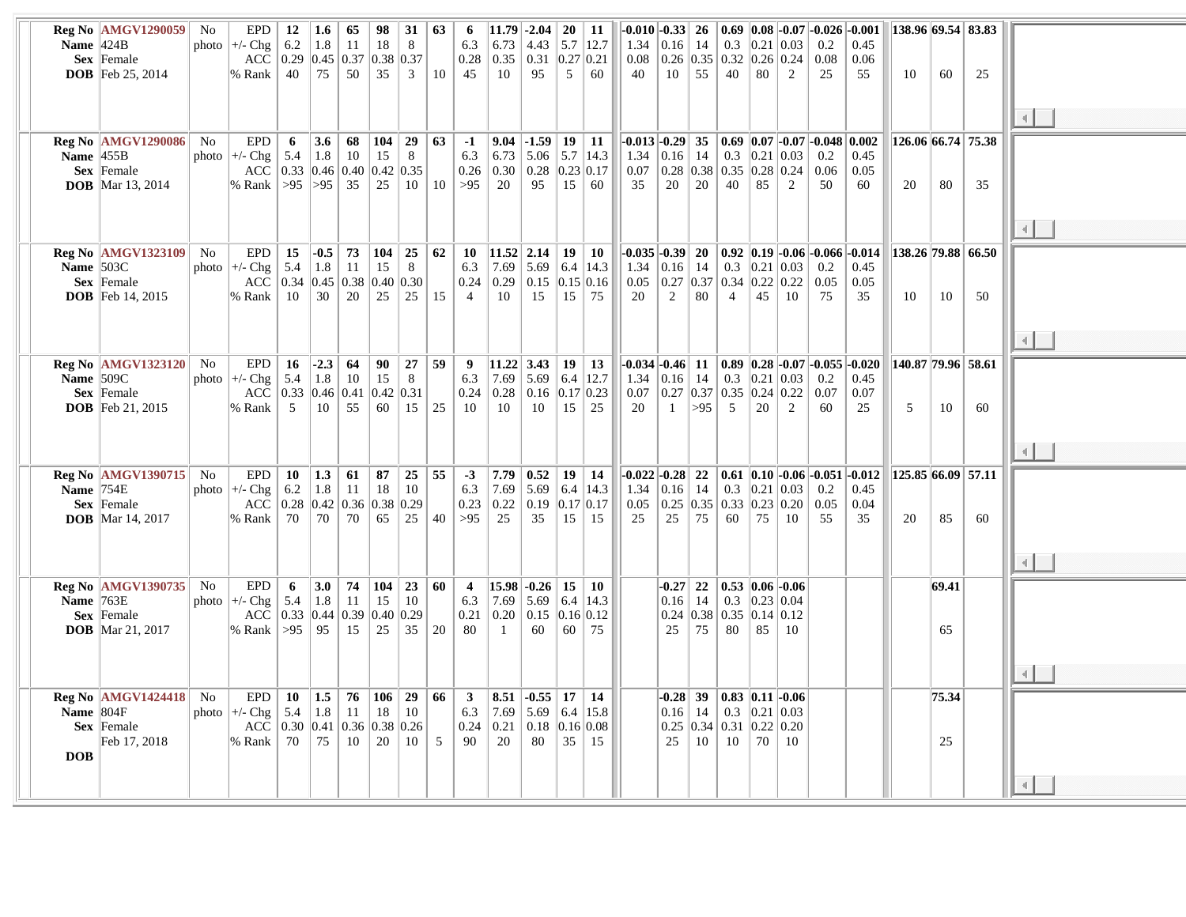| | | | | | | | | | | | | | | | | | | | | | | | | | |
|---|---|---|---|---|---|---|---|---|---|---|---|---|---|---|---|---|---|---|---|---|---|---|---|---|---|
| **Reg No** | AMGV1290059 | No photo | EPD | **12** | **1.6** | **65** | **98** | **31** | **63** | **6** | **11.79** | **-2.04** | **20** | **11** | **-0.010** | **-0.33** | **26** | **0.69** | **0.08** | **-0.07** | **-0.026** | **-0.001** | **138.96** | **69.54** | **83.83** |
| **Name** | 424B | | +/- Chg | 6.2 | 1.8 | 11 | 18 | 8 | | 6.3 | 6.73 | 4.43 | 5.7 | 12.7 | 1.34 | 0.16 | 14 | 0.3 | 0.21 | 0.03 | 0.2 | 0.45 | | | |
| **Sex** | Female | | ACC | 0.29 | 0.45 | 0.37 | 0.38 | 0.37 | | 0.28 | 0.35 | 0.31 | 0.27 | 0.21 | 0.08 | 0.26 | 0.35 | 0.32 | 0.26 | 0.24 | 0.08 | 0.06 | | | |
| **DOB** | Feb 25, 2014 | | % Rank | 40 | 75 | 50 | 35 | 3 | 10 | 45 | 10 | 95 | 5 | 60 | 40 | 10 | 55 | 40 | 80 | 2 | 25 | 55 | 10 | 60 | 25 |
| **Reg No** | AMGV1290086 | No photo | EPD | **6** | **3.6** | **68** | **104** | **29** | **63** | **-1** | **9.04** | **-1.59** | **19** | **11** | **-0.013** | **-0.29** | **35** | **0.69** | **0.07** | **-0.07** | **-0.048** | **0.002** | **126.06** | **66.74** | **75.38** |
| **Name** | 455B | | +/- Chg | 5.4 | 1.8 | 10 | 15 | 8 | | 6.3 | 6.73 | 5.06 | 5.7 | 14.3 | 1.34 | 0.16 | 14 | 0.3 | 0.21 | 0.03 | 0.2 | 0.45 | | | |
| **Sex** | Female | | ACC | 0.33 | 0.46 | 0.40 | 0.42 | 0.35 | | 0.26 | 0.30 | 0.28 | 0.23 | 0.17 | 0.07 | 0.28 | 0.38 | 0.35 | 0.28 | 0.24 | 0.06 | 0.05 | | | |
| **DOB** | Mar 13, 2014 | | % Rank | >95 | >95 | 35 | 25 | 10 | 10 | >95 | 20 | 95 | 15 | 60 | 35 | 20 | 20 | 40 | 85 | 2 | 50 | 60 | 20 | 80 | 35 |
| **Reg No** | AMGV1323109 | No photo | EPD | **15** | **-0.5** | **73** | **104** | **25** | **62** | **10** | **11.52** | **2.14** | **19** | **10** | **-0.035** | **-0.39** | **20** | **0.92** | **0.19** | **-0.06** | **-0.066** | **-0.014** | **138.26** | **79.88** | **66.50** |
| **Name** | 503C | | +/- Chg | 5.4 | 1.8 | 11 | 15 | 8 | | 6.3 | 7.69 | 5.69 | 6.4 | 14.3 | 1.34 | 0.16 | 14 | 0.3 | 0.21 | 0.03 | 0.2 | 0.45 | | | |
| **Sex** | Female | | ACC | 0.34 | 0.45 | 0.38 | 0.40 | 0.30 | | 0.24 | 0.29 | 0.15 | 0.15 | 0.16 | 0.05 | 0.27 | 0.37 | 0.34 | 0.22 | 0.22 | 0.05 | 0.05 | | | |
| **DOB** | Feb 14, 2015 | | % Rank | 10 | 30 | 20 | 25 | 25 | 15 | 4 | 10 | 15 | 15 | 75 | 20 | 2 | 80 | 4 | 45 | 10 | 75 | 35 | 10 | 10 | 50 |
| **Reg No** | AMGV1323120 | No photo | EPD | **16** | **-2.3** | **64** | **90** | **27** | **59** | **9** | **11.22** | **3.43** | **19** | **13** | **-0.034** | **-0.46** | **11** | **0.89** | **0.28** | **-0.07** | **-0.055** | **-0.020** | **140.87** | **79.96** | **58.61** |
| **Name** | 509C | | +/- Chg | 5.4 | 1.8 | 10 | 15 | 8 | | 6.3 | 7.69 | 5.69 | 6.4 | 12.7 | 1.34 | 0.16 | 14 | 0.3 | 0.21 | 0.03 | 0.2 | 0.45 | | | |
| **Sex** | Female | | ACC | 0.33 | 0.46 | 0.41 | 0.42 | 0.31 | | 0.24 | 0.28 | 0.16 | 0.17 | 0.23 | 0.07 | 0.27 | 0.37 | 0.35 | 0.24 | 0.22 | 0.07 | 0.07 | | | |
| **DOB** | Feb 21, 2015 | | % Rank | 5 | 10 | 55 | 60 | 15 | 25 | 10 | 10 | 10 | 15 | 25 | 20 | 1 | >95 | 5 | 20 | 2 | 60 | 25 | 5 | 10 | 60 |
| **Reg No** | AMGV1390715 | No photo | EPD | **10** | **1.3** | **61** | **87** | **25** | **55** | **-3** | **7.79** | **0.52** | **19** | **14** | **-0.022** | **-0.28** | **22** | **0.61** | **0.10** | **-0.06** | **-0.051** | **-0.012** | **125.85** | **66.09** | **57.11** |
| **Name** | 754E | | +/- Chg | 6.2 | 1.8 | 11 | 18 | 8 | | 6.3 | 7.69 | 5.69 | 6.4 | 14.3 | 1.34 | 0.16 | 14 | 0.3 | 0.21 | 0.03 | 0.2 | 0.45 | | | |
| **Sex** | Female | | ACC | 0.28 | 0.42 | 0.36 | 0.38 | 0.29 | | 0.23 | 0.22 | 0.19 | 0.17 | 0.17 | 0.05 | 0.25 | 0.35 | 0.33 | 0.23 | 0.20 | 0.05 | 0.04 | | | |
| **DOB** | Mar 14, 2017 | | % Rank | 70 | 70 | 70 | 65 | 25 | 40 | >95 | 25 | 35 | 15 | 15 | 25 | 25 | 75 | 60 | 75 | 10 | 55 | 35 | 20 | 85 | 60 |
| **Reg No** | AMGV1390735 | No photo | EPD | **6** | **3.0** | **74** | **104** | **23** | **60** | **4** | **15.98** | **-0.26** | **15** | **10** | | **-0.27** | **22** | **0.53** | **0.06** | **-0.06** | | | | **69.41** | |
| **Name** | 763E | | +/- Chg | 5.4 | 1.8 | 11 | 15 | 10 | | 6.3 | 7.69 | 5.69 | 6.4 | 14.3 | | 0.16 | 14 | 0.3 | 0.23 | 0.04 | | | | | |
| **Sex** | Female | | ACC | 0.33 | 0.44 | 0.39 | 0.40 | 0.29 | | 0.21 | 0.20 | 0.15 | 0.16 | 0.12 | | 0.24 | 0.38 | 0.35 | 0.14 | 0.12 | | | | | |
| **DOB** | Mar 21, 2017 | | % Rank | >95 | 95 | 15 | 25 | 35 | 20 | 80 | 1 | 60 | 60 | 75 | | 25 | 75 | 80 | 85 | 10 | | | | 65 | |
| **Reg No** | AMGV1424418 | No photo | EPD | **10** | **1.5** | **76** | **106** | **29** | **66** | **3** | **8.51** | **-0.55** | **17** | **14** | | **-0.28** | **39** | **0.83** | **0.11** | **-0.06** | | | | **75.34** | |
| **Name** | 804F | | +/- Chg | 5.4 | 1.8 | 11 | 18 | 10 | | 6.3 | 7.69 | 5.69 | 6.4 | 15.8 | | 0.16 | 14 | 0.3 | 0.21 | 0.03 | | | | | |
| **Sex** | Female | | ACC | 0.30 | 0.41 | 0.36 | 0.38 | 0.26 | | 0.24 | 0.21 | 0.18 | 0.16 | 0.08 | | 0.25 | 0.34 | 0.31 | 0.22 | 0.20 | | | | | |
| **DOB** | Feb 17, 2018 | | % Rank | 70 | 75 | 10 | 20 | 10 | 5 | 90 | 20 | 80 | 35 | 15 | | 25 | 10 | 10 | 70 | 10 | | | | 25 | |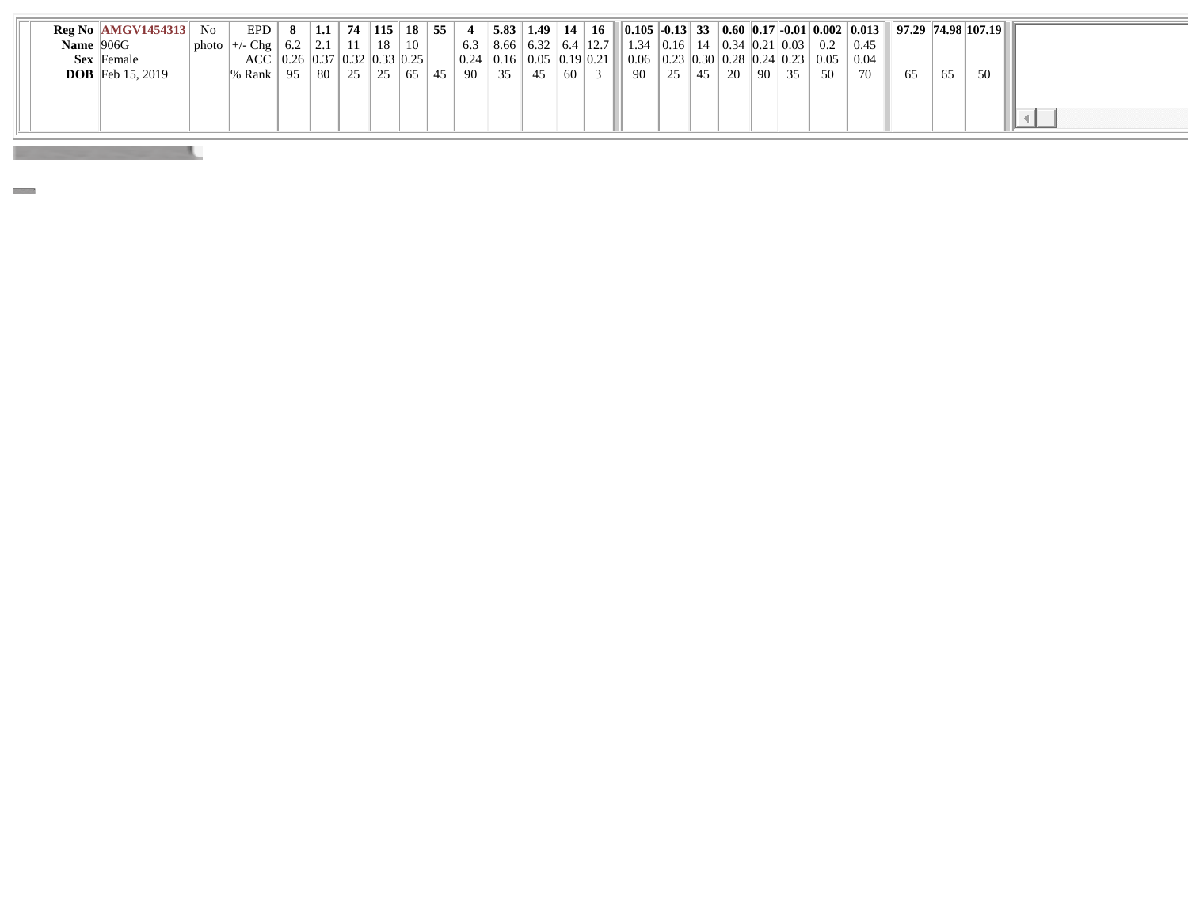| | | | | | | | | | | | | | | | | | | | | | | | | | | |
|---|---|---|---|---|---|---|---|---|---|---|---|---|---|---|---|---|---|---|---|---|---|---|---|---|---|---|
| **Reg No** | **AMGV1454313** | No photo | EPD | **8** | **1.1** | **74** | **115** | **18** | **55** | **4** | **5.83** | **1.49** | **14** | **16** | **0.105** | **-0.13** | **33** | **0.60** | **0.17** | **-0.01** | **0.002** | **0.013** | **97.29** | **74.98** | **107.19** | |
| **Name** | 906G | | +/- Chg | 6.2 | 2.1 | 11 | 18 | 10 | | 6.3 | 8.66 | 6.32 | 6.4 | 12.7 | 1.34 | 0.16 | 14 | 0.34 | 0.21 | 0.03 | 0.2 | 0.45 | | | | |
| **Sex** | Female | | ACC | 0.26 | 0.37 | 0.32 | 0.33 | 0.25 | | 0.24 | 0.16 | 0.05 | 0.19 | 0.21 | 0.06 | 0.23 | 0.30 | 0.28 | 0.24 | 0.23 | 0.05 | 0.04 | | | | |
| **DOB** | Feb 15, 2019 | | % Rank | 95 | 80 | 25 | 25 | 65 | 45 | 90 | 35 | 45 | 60 | 3 | 90 | 25 | 45 | 20 | 90 | 35 | 50 | 70 | 65 | 65 | 50 | |